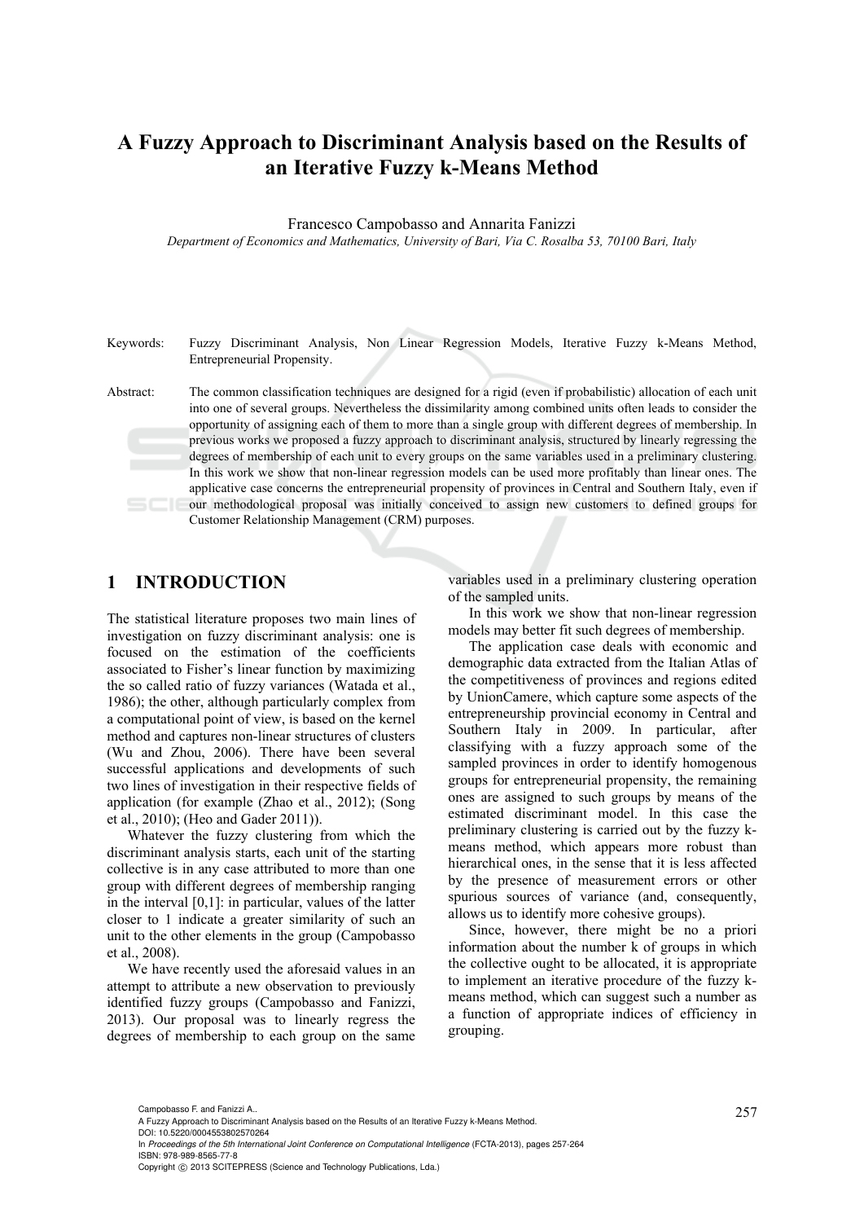# A Fuzzy Approach to Discriminant Analysis based on the Results of an Iterative Fuzzy k-Means Method

Francesco Campobasso and Annarita Fanizzi

*Department of Economics and Mathematics, University of Bari, Via C. Rosalba 53, 70100 Bari, Italy*

Keywords: Fuzzy Discriminant Analysis, Non Linear Regression Models, Iterative Fuzzy k-Means Method, Entrepreneurial Propensity.

Abstract: The common classification techniques are designed for a rigid (even if probabilistic) allocation of each unit into one of several groups. Nevertheless the dissimilarity among combined units often leads to consider the opportunity of assigning each of them to more than a single group with different degrees of membership. In previous works we proposed a fuzzy approach to discriminant analysis, structured by linearly regressing the degrees of membership of each unit to every groups on the same variables used in a preliminary clustering. In this work we show that non-linear regression models can be used more profitably than linear ones. The applicative case concerns the entrepreneurial propensity of provinces in Central and Southern Italy, even if our methodological proposal was initially conceived to assign new customers to defined groups for Customer Relationship Management (CRM) purposes.

## 1 INTRODUCTION

The statistical literature proposes two main lines of investigation on fuzzy discriminant analysis: one is focused on the estimation of the coefficients associated to Fisher's linear function by maximizing the so called ratio of fuzzy variances (Watada et al., 1986); the other, although particularly complex from a computational point of view, is based on the kernel method and captures non-linear structures of clusters (Wu and Zhou, 2006). There have been several successful applications and developments of such two lines of investigation in their respective fields of application (for example (Zhao et al., 2012); (Song et al., 2010); (Heo and Gader 2011)).

Whatever the fuzzy clustering from which the discriminant analysis starts, each unit of the starting collective is in any case attributed to more than one group with different degrees of membership ranging in the interval [0,1]: in particular, values of the latter closer to 1 indicate a greater similarity of such an unit to the other elements in the group (Campobasso et al., 2008).

We have recently used the aforesaid values in an attempt to attribute a new observation to previously identified fuzzy groups (Campobasso and Fanizzi, 2013). Our proposal was to linearly regress the degrees of membership to each group on the same variables used in a preliminary clustering operation of the sampled units.

In this work we show that non-linear regression models may better fit such degrees of membership.

The application case deals with economic and demographic data extracted from the Italian Atlas of the competitiveness of provinces and regions edited by UnionCamere, which capture some aspects of the entrepreneurship provincial economy in Central and Southern Italy in 2009. In particular, after classifying with a fuzzy approach some of the sampled provinces in order to identify homogenous groups for entrepreneurial propensity, the remaining ones are assigned to such groups by means of the estimated discriminant model. In this case the preliminary clustering is carried out by the fuzzy k-means method, which appears more robust than hierarchical ones, in the sense that it is less affected by the presence of measurement errors or other spurious sources of variance (and, consequently, allows us to identify more cohesive groups).

Since, however, there might be no a priori information about the number k of groups in which the collective ought to be allocated, it is appropriate to implement an iterative procedure of the fuzzy k-means method, which can suggest such a number as a function of appropriate indices of efficiency in grouping.

Campobasso F. and Fanizzi A..
A Fuzzy Approach to Discriminant Analysis based on the Results of an Iterative Fuzzy k-Means Method.
DOI: 10.5220/0004553802570264
In *Proceedings of the 5th International Joint Conference on Computational Intelligence* (FCTA-2013), pages 257-264
ISBN: 978-989-8565-77-8
Copyright © 2013 SCITEPRESS (Science and Technology Publications, Lda.)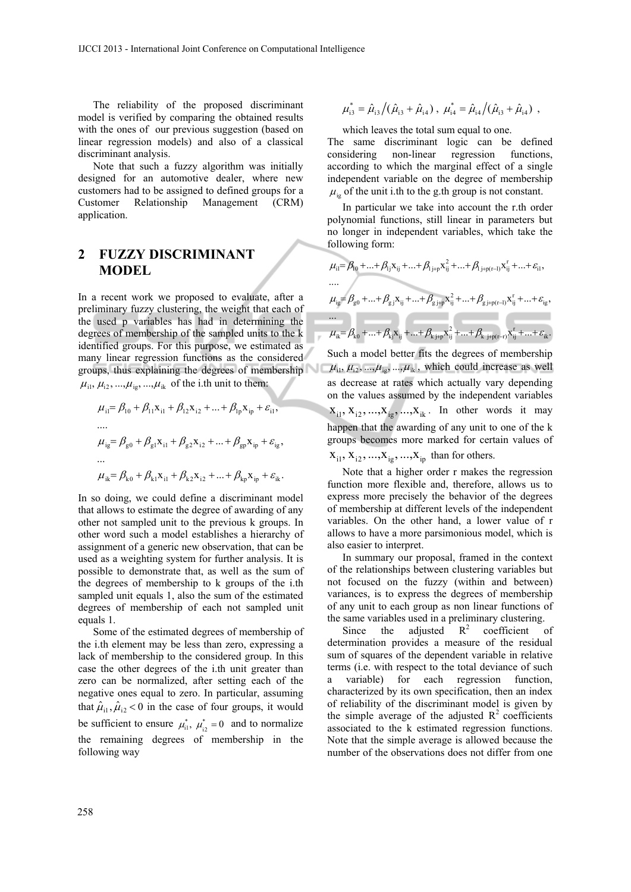The reliability of the proposed discriminant model is verified by comparing the obtained results with the ones of our previous suggestion (based on linear regression models) and also of a classical discriminant analysis.

Note that such a fuzzy algorithm was initially designed for an automotive dealer, where new customers had to be assigned to defined groups for a Customer Relationship Management (CRM) application.

## 2 FUZZY DISCRIMINANT MODEL

In a recent work we proposed to evaluate, after a preliminary fuzzy clustering, the weight that each of the used p variables has had in determining the degrees of membership of the sampled units to the k identified groups. For this purpose, we estimated as many linear regression functions as the considered groups, thus explaining the degrees of membership $\mu_{i1}, \mu_{i2}, ..., \mu_{ig}, ..., \mu_{ik}$ of the i.th unit to them:

$$\mu_{i1} = \beta_{10} + \beta_{11} x_{i1} + \beta_{12} x_{i2} + ... + \beta_{1p} x_{ip} + \varepsilon_{i1},$$

$$....$$

$$\mu_{ig} = \beta_{g0} + \beta_{g1} x_{i1} + \beta_{g2} x_{i2} + ... + \beta_{gp} x_{ip} + \varepsilon_{ig},$$

$$...$$

$$\mu_{ik} = \beta_{k0} + \beta_{k1} x_{i1} + \beta_{k2} x_{i2} + ... + \beta_{kp} x_{ip} + \varepsilon_{ik}.$$

In so doing, we could define a discriminant model that allows to estimate the degree of awarding of any other not sampled unit to the previous k groups. In other word such a model establishes a hierarchy of assignment of a generic new observation, that can be used as a weighting system for further analysis. It is possible to demonstrate that, as well as the sum of the degrees of membership to k groups of the i.th sampled unit equals 1, also the sum of the estimated degrees of membership of each not sampled unit equals 1.

Some of the estimated degrees of membership of the i.th element may be less than zero, expressing a lack of membership to the considered group. In this case the other degrees of the i.th unit greater than zero can be normalized, after setting each of the negative ones equal to zero. In particular, assuming that $\hat{\mu}_{i1}, \hat{\mu}_{i2} < 0$ in the case of four groups, it would be sufficient to ensure $\mu^*_{i1}, \mu^*_{i2} = 0$ and to normalize the remaining degrees of membership in the following way

$$\mu^*_{i3} = \hat{\mu}_{i3} / (\hat{\mu}_{i3} + \hat{\mu}_{i4}), \ \mu^*_{i4} = \hat{\mu}_{i4} / (\hat{\mu}_{i3} + \hat{\mu}_{i4}),$$

which leaves the total sum equal to one.

The same discriminant logic can be defined considering non-linear regression functions, according to which the marginal effect of a single independent variable on the degree of membership $\mu_{ig}$ of the unit i.th to the g.th group is not constant.

In particular we take into account the r.th order polynomial functions, still linear in parameters but no longer in independent variables, which take the following form:

$$\mu_{i1} = \beta_{10} + ... + \beta_{1j} x_{ij} + ... + \beta_{1\,j+p} x_{ij}^2 + ... + \beta_{1\,j+p(r-1)} x_{ij}^r + ... + \varepsilon_{i1},$$

$$....$$

$$\mu_{ig} = \beta_{g0} + ... + \beta_{g\,j} x_{ij} + ... + \beta_{g\,j+p} x_{ij}^2 + ... + \beta_{g\,j+p(r-1)} x_{ij}^r + ... + \varepsilon_{ig},$$

$$...$$

$$\mu_{ik} = \beta_{k0} + ... + \beta_{kj} x_{ij} + ... + \beta_{k\,j+p} x_{ij}^2 + ... + \beta_{k\,j+p(r-r)} x_{ij}^r + ... + \varepsilon_{ik}.$$

Such a model better fits the degrees of membership $\mu_{i1}, \mu_{i2}, ..., \mu_{ig}, ..., \mu_{ik}$, which could increase as well as decrease at rates which actually vary depending on the values assumed by the independent variables $x_{i1}, x_{i2}, ..., x_{ig}, ..., x_{ik}$. In other words it may happen that the awarding of any unit to one of the k groups becomes more marked for certain values of $x_{i1}, x_{i2}, ..., x_{ig}, ..., x_{ip}$ than for others.

Note that a higher order r makes the regression function more flexible and, therefore, allows us to express more precisely the behavior of the degrees of membership at different levels of the independent variables. On the other hand, a lower value of r allows to have a more parsimonious model, which is also easier to interpret.

In summary our proposal, framed in the context of the relationships between clustering variables but not focused on the fuzzy (within and between) variances, is to express the degrees of membership of any unit to each group as non linear functions of the same variables used in a preliminary clustering.

Since the adjusted $R^2$ coefficient of determination provides a measure of the residual sum of squares of the dependent variable in relative terms (i.e. with respect to the total deviance of such a variable) for each regression function, characterized by its own specification, then an index of reliability of the discriminant model is given by the simple average of the adjusted $R^2$ coefficients associated to the k estimated regression functions. Note that the simple average is allowed because the number of the observations does not differ from one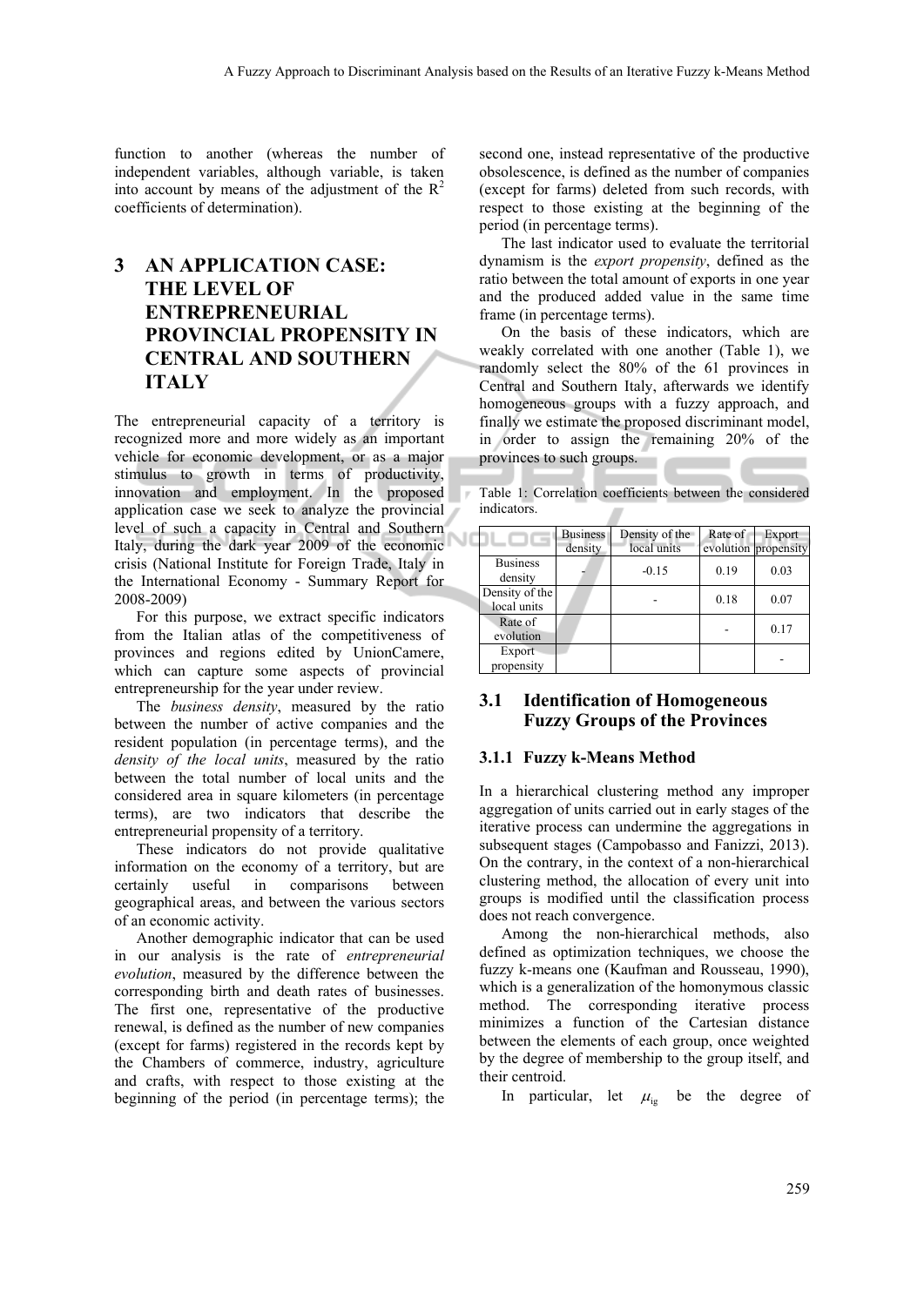function to another (whereas the number of independent variables, although variable, is taken into account by means of the adjustment of the $R^2$ coefficients of determination).

## 3 AN APPLICATION CASE: THE LEVEL OF ENTREPRENEURIAL PROVINCIAL PROPENSITY IN CENTRAL AND SOUTHERN ITALY

The entrepreneurial capacity of a territory is recognized more and more widely as an important vehicle for economic development, or as a major stimulus to growth in terms of productivity, innovation and employment. In the proposed application case we seek to analyze the provincial level of such a capacity in Central and Southern Italy, during the dark year 2009 of the economic crisis (National Institute for Foreign Trade, Italy in the International Economy - Summary Report for 2008-2009)

For this purpose, we extract specific indicators from the Italian atlas of the competitiveness of provinces and regions edited by UnionCamere, which can capture some aspects of provincial entrepreneurship for the year under review.

The *business density*, measured by the ratio between the number of active companies and the resident population (in percentage terms), and the *density of the local units*, measured by the ratio between the total number of local units and the considered area in square kilometers (in percentage terms), are two indicators that describe the entrepreneurial propensity of a territory.

These indicators do not provide qualitative information on the economy of a territory, but are certainly useful in comparisons between geographical areas, and between the various sectors of an economic activity.

Another demographic indicator that can be used in our analysis is the rate of *entrepreneurial evolution*, measured by the difference between the corresponding birth and death rates of businesses. The first one, representative of the productive renewal, is defined as the number of new companies (except for farms) registered in the records kept by the Chambers of commerce, industry, agriculture and crafts, with respect to those existing at the beginning of the period (in percentage terms); the second one, instead representative of the productive obsolescence, is defined as the number of companies (except for farms) deleted from such records, with respect to those existing at the beginning of the period (in percentage terms).

The last indicator used to evaluate the territorial dynamism is the *export propensity*, defined as the ratio between the total amount of exports in one year and the produced added value in the same time frame (in percentage terms).

On the basis of these indicators, which are weakly correlated with one another (Table 1), we randomly select the 80% of the 61 provinces in Central and Southern Italy, afterwards we identify homogeneous groups with a fuzzy approach, and finally we estimate the proposed discriminant model, in order to assign the remaining 20% of the provinces to such groups.

Table 1: Correlation coefficients between the considered indicators.

| | Business density | Density of the local units | Rate of evolution | Export propensity |
|---|---|---|---|---|
| Business density | - | -0.15 | 0.19 | 0.03 |
| Density of the local units | | - | 0.18 | 0.07 |
| Rate of evolution | | | - | 0.17 |
| Export propensity | | | | - |

### 3.1 Identification of Homogeneous Fuzzy Groups of the Provinces

#### 3.1.1 Fuzzy k-Means Method

In a hierarchical clustering method any improper aggregation of units carried out in early stages of the iterative process can undermine the aggregations in subsequent stages (Campobasso and Fanizzi, 2013). On the contrary, in the context of a non-hierarchical clustering method, the allocation of every unit into groups is modified until the classification process does not reach convergence.

Among the non-hierarchical methods, also defined as optimization techniques, we choose the fuzzy k-means one (Kaufman and Rousseau, 1990), which is a generalization of the homonymous classic method. The corresponding iterative process minimizes a function of the Cartesian distance between the elements of each group, once weighted by the degree of membership to the group itself, and their centroid.

In particular, let $\mu_{ig}$ be the degree of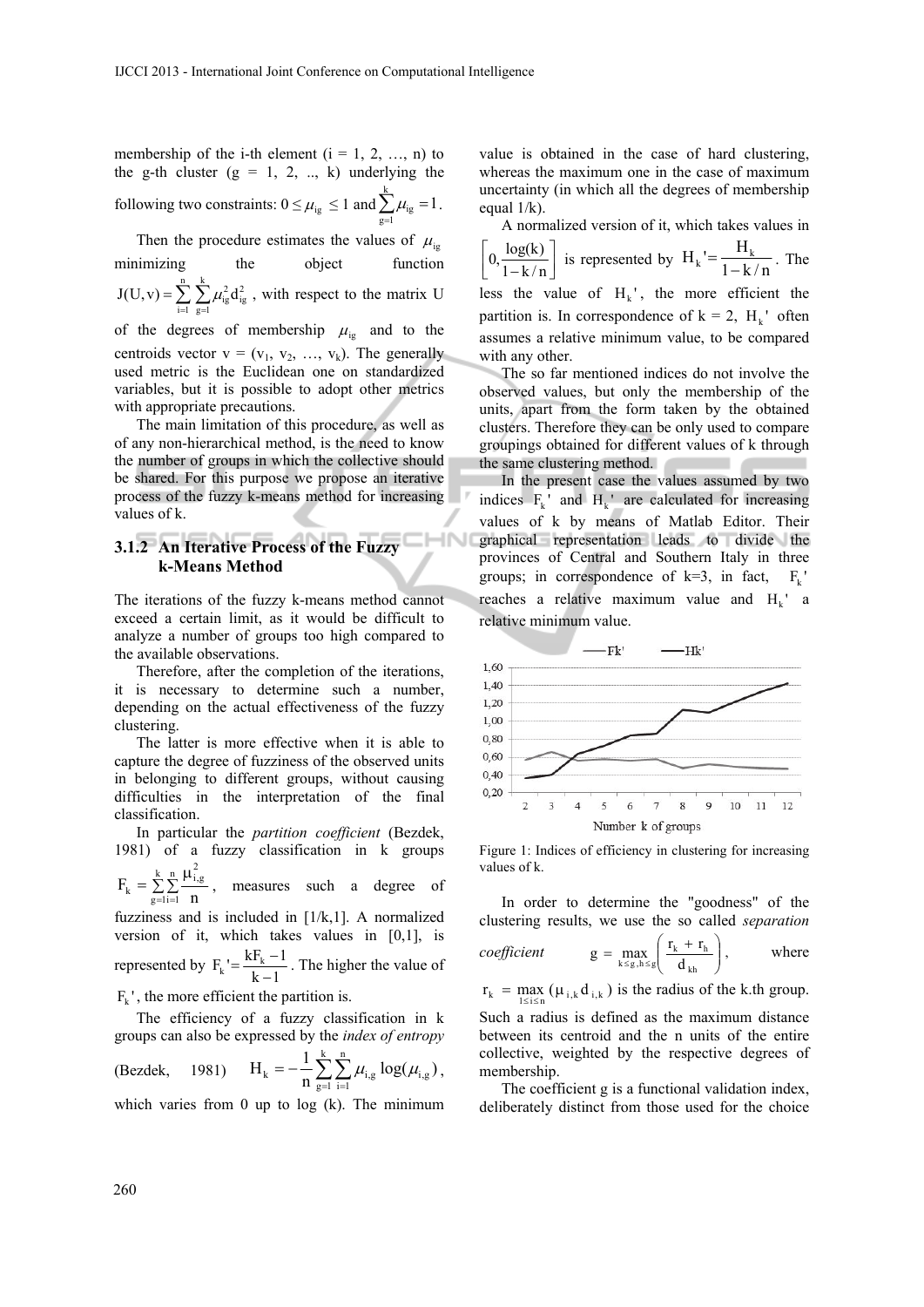membership of the i-th element (i = 1, 2, …, n) to the g-th cluster (g = 1, 2, .., k) underlying the following two constraints: $0 \le \mu_{ig} \le 1$ and $\sum_{g=1}^{k} \mu_{ig} = 1$.

Then the procedure estimates the values of $\mu_{ig}$ minimizing the object function $J(U,v) = \sum_{i=1}^{n} \sum_{g=1}^{k} \mu_{ig}^2 d_{ig}^2$, with respect to the matrix U of the degrees of membership $\mu_{ig}$ and to the centroids vector v = ($v_1$, $v_2$, …, $v_k$). The generally used metric is the Euclidean one on standardized variables, but it is possible to adopt other metrics with appropriate precautions.

The main limitation of this procedure, as well as of any non-hierarchical method, is the need to know the number of groups in which the collective should be shared. For this purpose we propose an iterative process of the fuzzy k-means method for increasing values of k.

### 3.1.2 An Iterative Process of the Fuzzy k-Means Method

The iterations of the fuzzy k-means method cannot exceed a certain limit, as it would be difficult to analyze a number of groups too high compared to the available observations.

Therefore, after the completion of the iterations, it is necessary to determine such a number, depending on the actual effectiveness of the fuzzy clustering.

The latter is more effective when it is able to capture the degree of fuzziness of the observed units in belonging to different groups, without causing difficulties in the interpretation of the final classification.

In particular the *partition coefficient* (Bezdek, 1981) of a fuzzy classification in k groups $F_k = \sum_{g=1}^{k} \sum_{i=1}^{n} \frac{\mu_{i,g}^2}{n}$, measures such a degree of fuzziness and is included in [1/k,1]. A normalized version of it, which takes values in [0,1], is represented by $F_k' = \frac{kF_k - 1}{k-1}$. The higher the value of $F_k'$, the more efficient the partition is.

The efficiency of a fuzzy classification in k groups can also be expressed by the *index of entropy* (Bezdek, 1981) $H_k = -\frac{1}{n} \sum_{g=1}^{k} \sum_{i=1}^{n} \mu_{i,g} \log(\mu_{i,g})$, which varies from 0 up to log (k). The minimum value is obtained in the case of hard clustering, whereas the maximum one in the case of maximum uncertainty (in which all the degrees of membership equal 1/k).

A normalized version of it, which takes values in $\left[0, \frac{\log(k)}{1-k/n}\right]$ is represented by $H_k' = \frac{H_k}{1-k/n}$. The less the value of $H_k'$, the more efficient the partition is. In correspondence of k = 2, $H_k'$ often assumes a relative minimum value, to be compared with any other.

The so far mentioned indices do not involve the observed values, but only the membership of the units, apart from the form taken by the obtained clusters. Therefore they can be only used to compare groupings obtained for different values of k through the same clustering method.

In the present case the values assumed by two indices $F_k'$ and $H_k'$ are calculated for increasing values of k by means of Matlab Editor. Their graphical representation leads to divide the provinces of Central and Southern Italy in three groups; in correspondence of k=3, in fact, $F_k'$ reaches a relative maximum value and $H_k'$ a relative minimum value.

Figure 1: Indices of efficiency in clustering for increasing values of k.

In order to determine the "goodness" of the clustering results, we use the so called *separation coefficient* $g = \max_{k \le g, h \le g} \left( \frac{r_k + r_h}{d_{kh}} \right)$, where $r_k = \max_{1 \le i \le n} (\mu_{i,k} d_{i,k})$ is the radius of the k.th group. Such a radius is defined as the maximum distance between its centroid and the n units of the entire collective, weighted by the respective degrees of membership.

The coefficient g is a functional validation index, deliberately distinct from those used for the choice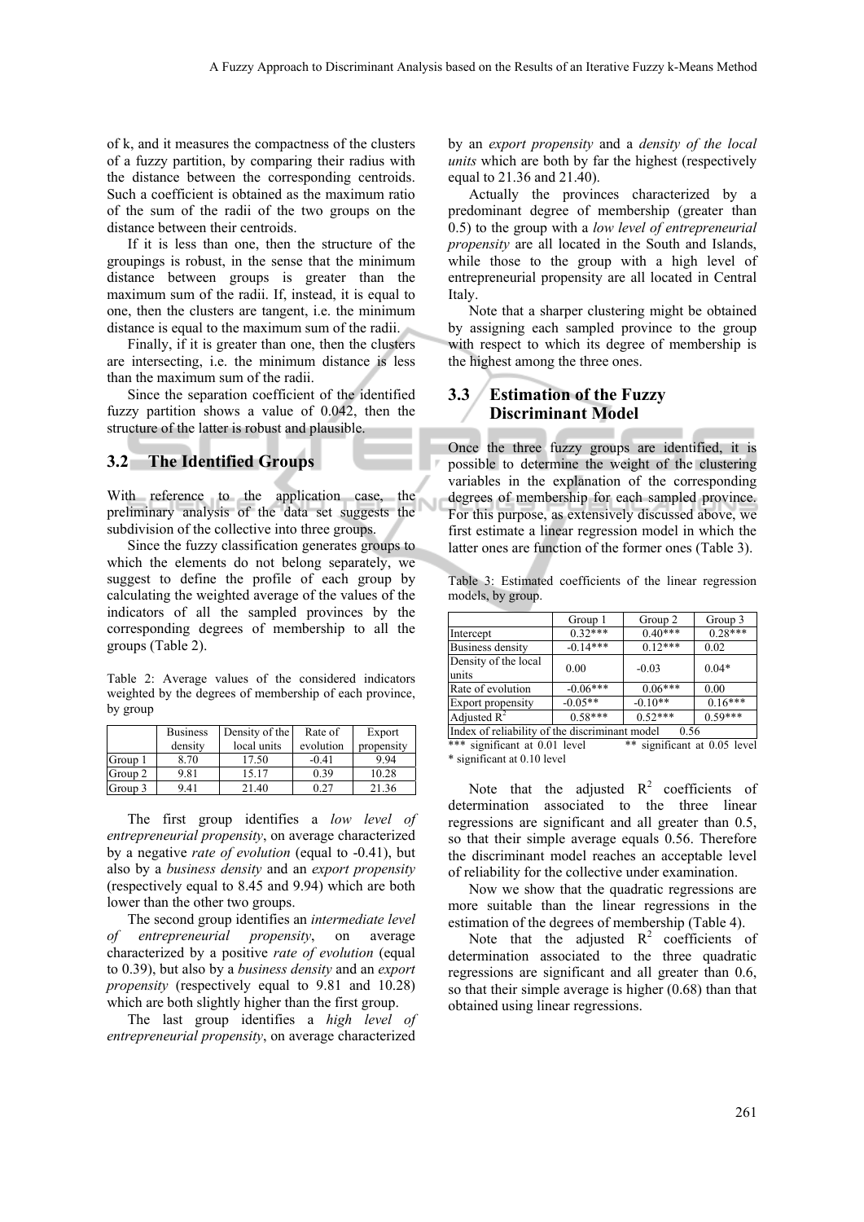of k, and it measures the compactness of the clusters of a fuzzy partition, by comparing their radius with the distance between the corresponding centroids. Such a coefficient is obtained as the maximum ratio of the sum of the radii of the two groups on the distance between their centroids.

If it is less than one, then the structure of the groupings is robust, in the sense that the minimum distance between groups is greater than the maximum sum of the radii. If, instead, it is equal to one, then the clusters are tangent, i.e. the minimum distance is equal to the maximum sum of the radii.

Finally, if it is greater than one, then the clusters are intersecting, i.e. the minimum distance is less than the maximum sum of the radii.

Since the separation coefficient of the identified fuzzy partition shows a value of 0.042, then the structure of the latter is robust and plausible.

## 3.2 The Identified Groups

With reference to the application case, the preliminary analysis of the data set suggests the subdivision of the collective into three groups.

Since the fuzzy classification generates groups to which the elements do not belong separately, we suggest to define the profile of each group by calculating the weighted average of the values of the indicators of all the sampled provinces by the corresponding degrees of membership to all the groups (Table 2).

Table 2: Average values of the considered indicators weighted by the degrees of membership of each province, by group

| | Business density | Density of the local units | Rate of evolution | Export propensity |
|---|---|---|---|---|
| Group 1 | 8.70 | 17.50 | -0.41 | 9.94 |
| Group 2 | 9.81 | 15.17 | 0.39 | 10.28 |
| Group 3 | 9.41 | 21.40 | 0.27 | 21.36 |

The first group identifies a *low level of entrepreneurial propensity*, on average characterized by a negative *rate of evolution* (equal to -0.41), but also by a *business density* and an *export propensity* (respectively equal to 8.45 and 9.94) which are both lower than the other two groups.

The second group identifies an *intermediate level of entrepreneurial propensity*, on average characterized by a positive *rate of evolution* (equal to 0.39), but also by a *business density* and an *export propensity* (respectively equal to 9.81 and 10.28) which are both slightly higher than the first group.

The last group identifies a *high level of entrepreneurial propensity*, on average characterized by an *export propensity* and a *density of the local units* which are both by far the highest (respectively equal to 21.36 and 21.40).

Actually the provinces characterized by a predominant degree of membership (greater than 0.5) to the group with a *low level of entrepreneurial propensity* are all located in the South and Islands, while those to the group with a high level of entrepreneurial propensity are all located in Central Italy.

Note that a sharper clustering might be obtained by assigning each sampled province to the group with respect to which its degree of membership is the highest among the three ones.

## 3.3 Estimation of the Fuzzy Discriminant Model

Once the three fuzzy groups are identified, it is possible to determine the weight of the clustering variables in the explanation of the corresponding degrees of membership for each sampled province. For this purpose, as extensively discussed above, we first estimate a linear regression model in which the latter ones are function of the former ones (Table 3).

Table 3: Estimated coefficients of the linear regression models, by group.

| | Group 1 | Group 2 | Group 3 |
|---|---|---|---|
| Intercept | 0.32*** | 0.40*** | 0.28*** |
| Business density | -0.14*** | 0.12*** | 0.02 |
| Density of the local units | 0.00 | -0.03 | 0.04* |
| Rate of evolution | -0.06*** | 0.06*** | 0.00 |
| Export propensity | -0.05** | -0.10** | 0.16*** |
| Adjusted $R^2$ | 0.58*** | 0.52*** | 0.59*** |
| Index of reliability of the discriminant model | | 0.56 | |

*** significant at 0.01 level ** significant at 0.05 level
* significant at 0.10 level

Note that the adjusted $R^2$ coefficients of determination associated to the three linear regressions are significant and all greater than 0.5, so that their simple average equals 0.56. Therefore the discriminant model reaches an acceptable level of reliability for the collective under examination.

Now we show that the quadratic regressions are more suitable than the linear regressions in the estimation of the degrees of membership (Table 4).

Note that the adjusted $R^2$ coefficients of determination associated to the three quadratic regressions are significant and all greater than 0.6, so that their simple average is higher (0.68) than that obtained using linear regressions.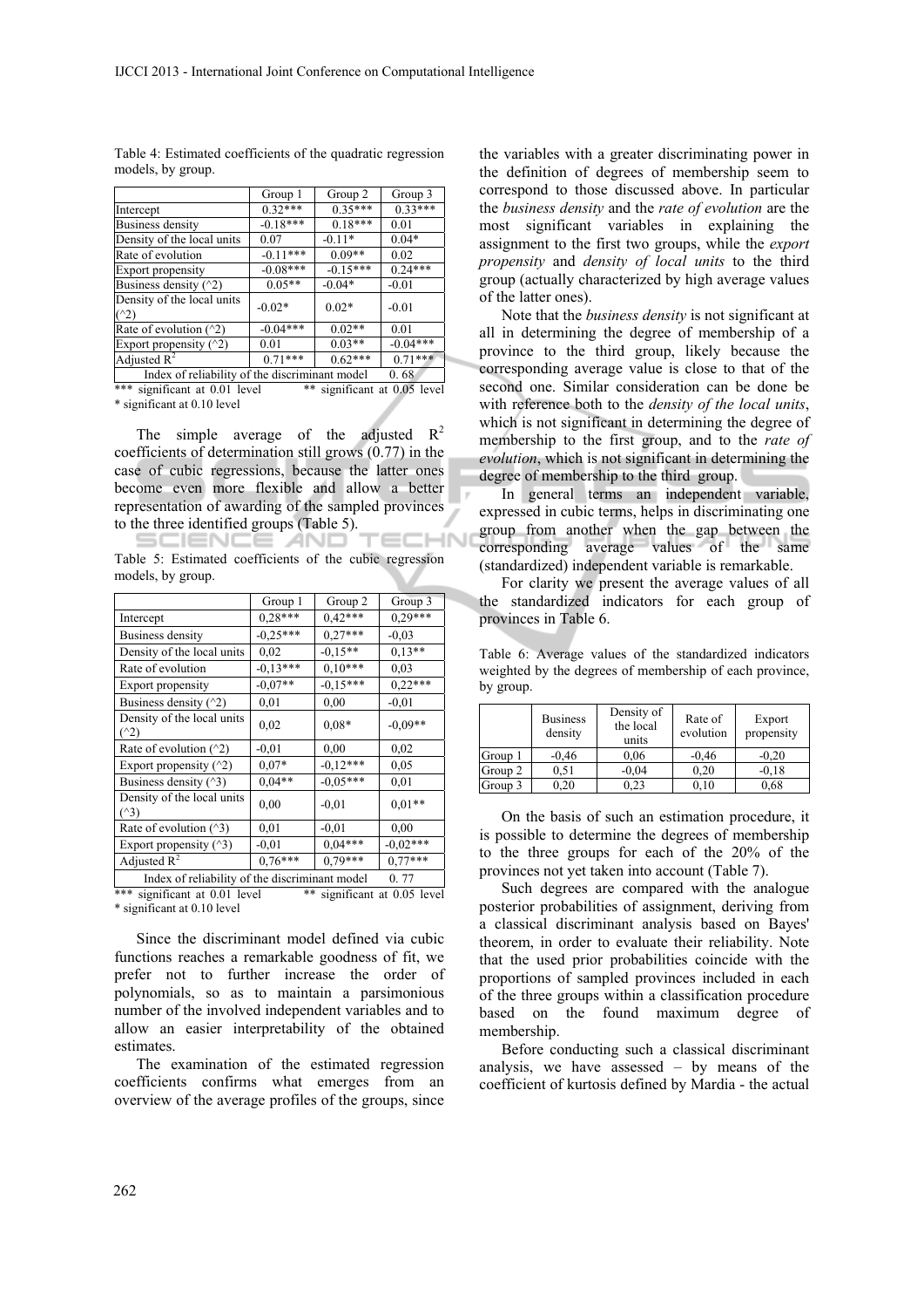Table 4: Estimated coefficients of the quadratic regression models, by group.

| | Group 1 | Group 2 | Group 3 |
|---|---|---|---|
| Intercept | 0.32*** | 0.35*** | 0.33*** |
| Business density | -0.18*** | 0.18*** | 0.01 |
| Density of the local units | 0.07 | -0.11* | 0.04* |
| Rate of evolution | -0.11*** | 0.09** | 0.02 |
| Export propensity | -0.08*** | -0.15*** | 0.24*** |
| Business density (^2) | 0.05** | -0.04* | -0.01 |
| Density of the local units (^2) | -0.02* | 0.02* | -0.01 |
| Rate of evolution (^2) | -0.04*** | 0.02** | 0.01 |
| Export propensity (^2) | 0.01 | 0.03** | -0.04*** |
| Adjusted $R^2$ | 0.71*** | 0.62*** | 0.71*** |
| Index of reliability of the discriminant model | | | 0.68 |

*** significant at 0.01 level ** significant at 0.05 level
* significant at 0.10 level

The simple average of the adjusted $R^2$ coefficients of determination still grows (0.77) in the case of cubic regressions, because the latter ones become even more flexible and allow a better representation of awarding of the sampled provinces to the three identified groups (Table 5).

Table 5: Estimated coefficients of the cubic regression models, by group.

| | Group 1 | Group 2 | Group 3 |
|---|---|---|---|
| Intercept | 0,28*** | 0,42*** | 0,29*** |
| Business density | -0,25*** | 0,27*** | -0,03 |
| Density of the local units | 0,02 | -0,15** | 0,13** |
| Rate of evolution | -0,13*** | 0,10*** | 0,03 |
| Export propensity | -0,07** | -0,15*** | 0,22*** |
| Business density (^2) | 0,01 | 0,00 | -0,01 |
| Density of the local units (^2) | 0,02 | 0,08* | -0,09** |
| Rate of evolution (^2) | -0,01 | 0,00 | 0,02 |
| Export propensity (^2) | 0,07* | -0,12*** | 0,05 |
| Business density (^3) | 0,04** | -0,05*** | 0,01 |
| Density of the local units (^3) | 0,00 | -0,01 | 0,01** |
| Rate of evolution (^3) | 0,01 | -0,01 | 0,00 |
| Export propensity (^3) | -0,01 | 0,04*** | -0,02*** |
| Adjusted $R^2$ | 0,76*** | 0,79*** | 0,77*** |
| Index of reliability of the discriminant model | | | 0. 77 |

*** significant at 0.01 level ** significant at 0.05 level
* significant at 0.10 level

Since the discriminant model defined via cubic functions reaches a remarkable goodness of fit, we prefer not to further increase the order of polynomials, so as to maintain a parsimonious number of the involved independent variables and to allow an easier interpretability of the obtained estimates.

The examination of the estimated regression coefficients confirms what emerges from an overview of the average profiles of the groups, since the variables with a greater discriminating power in the definition of degrees of membership seem to correspond to those discussed above. In particular the *business density* and the *rate of evolution* are the most significant variables in explaining the assignment to the first two groups, while the *export propensity* and *density of local units* to the third group (actually characterized by high average values of the latter ones).

Note that the *business density* is not significant at all in determining the degree of membership of a province to the third group, likely because the corresponding average value is close to that of the second one. Similar consideration can be done be with reference both to the *density of the local units*, which is not significant in determining the degree of membership to the first group, and to the *rate of evolution*, which is not significant in determining the degree of membership to the third group.

In general terms an independent variable, expressed in cubic terms, helps in discriminating one group from another when the gap between the corresponding average values of the same (standardized) independent variable is remarkable.

For clarity we present the average values of all the standardized indicators for each group of provinces in Table 6.

Table 6: Average values of the standardized indicators weighted by the degrees of membership of each province, by group.

| | Business density | Density of the local units | Rate of evolution | Export propensity |
|---|---|---|---|---|
| Group 1 | -0,46 | 0,06 | -0,46 | -0,20 |
| Group 2 | 0,51 | -0,04 | 0,20 | -0,18 |
| Group 3 | 0,20 | 0,23 | 0,10 | 0,68 |

On the basis of such an estimation procedure, it is possible to determine the degrees of membership to the three groups for each of the 20% of the provinces not yet taken into account (Table 7).

Such degrees are compared with the analogue posterior probabilities of assignment, deriving from a classical discriminant analysis based on Bayes' theorem, in order to evaluate their reliability. Note that the used prior probabilities coincide with the proportions of sampled provinces included in each of the three groups within a classification procedure based on the found maximum degree of membership.

Before conducting such a classical discriminant analysis, we have assessed – by means of the coefficient of kurtosis defined by Mardia - the actual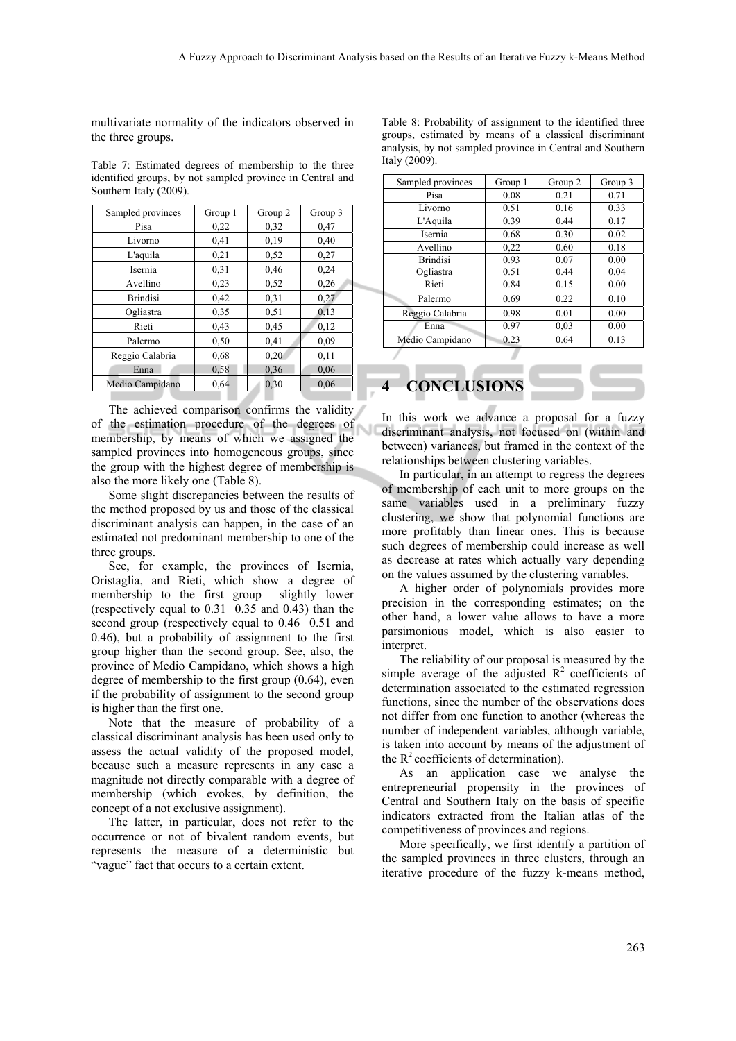multivariate normality of the indicators observed in the three groups.

Table 7: Estimated degrees of membership to the three identified groups, by not sampled province in Central and Southern Italy (2009).

| Sampled provinces | Group 1 | Group 2 | Group 3 |
|---|---|---|---|
| Pisa | 0,22 | 0,32 | 0,47 |
| Livorno | 0,41 | 0,19 | 0,40 |
| L'aquila | 0,21 | 0,52 | 0,27 |
| Isernia | 0,31 | 0,46 | 0,24 |
| Avellino | 0,23 | 0,52 | 0,26 |
| Brindisi | 0,42 | 0,31 | 0,27 |
| Ogliastra | 0,35 | 0,51 | 0,13 |
| Rieti | 0,43 | 0,45 | 0,12 |
| Palermo | 0,50 | 0,41 | 0,09 |
| Reggio Calabria | 0,68 | 0,20 | 0,11 |
| Enna | 0,58 | 0,36 | 0,06 |
| Medio Campidano | 0,64 | 0,30 | 0,06 |

The achieved comparison confirms the validity of the estimation procedure of the degrees of membership, by means of which we assigned the sampled provinces into homogeneous groups, since the group with the highest degree of membership is also the more likely one (Table 8).

Some slight discrepancies between the results of the method proposed by us and those of the classical discriminant analysis can happen, in the case of an estimated not predominant membership to one of the three groups.

See, for example, the provinces of Isernia, Oristaglia, and Rieti, which show a degree of membership to the first group slightly lower (respectively equal to 0.31 0.35 and 0.43) than the second group (respectively equal to 0.46 0.51 and 0.46), but a probability of assignment to the first group higher than the second group. See, also, the province of Medio Campidano, which shows a high degree of membership to the first group (0.64), even if the probability of assignment to the second group is higher than the first one.

Note that the measure of probability of a classical discriminant analysis has been used only to assess the actual validity of the proposed model, because such a measure represents in any case a magnitude not directly comparable with a degree of membership (which evokes, by definition, the concept of a not exclusive assignment).

The latter, in particular, does not refer to the occurrence or not of bivalent random events, but represents the measure of a deterministic but "vague" fact that occurs to a certain extent.

Table 8: Probability of assignment to the identified three groups, estimated by means of a classical discriminant analysis, by not sampled province in Central and Southern Italy (2009).

| Sampled provinces | Group 1 | Group 2 | Group 3 |
|---|---|---|---|
| Pisa | 0.08 | 0.21 | 0.71 |
| Livorno | 0.51 | 0.16 | 0.33 |
| L'Aquila | 0.39 | 0.44 | 0.17 |
| Isernia | 0.68 | 0.30 | 0.02 |
| Avellino | 0,22 | 0.60 | 0.18 |
| Brindisi | 0.93 | 0.07 | 0.00 |
| Ogliastra | 0.51 | 0.44 | 0.04 |
| Rieti | 0.84 | 0.15 | 0.00 |
| Palermo | 0.69 | 0.22 | 0.10 |
| Reggio Calabria | 0.98 | 0.01 | 0.00 |
| Enna | 0.97 | 0,03 | 0.00 |
| Medio Campidano | 0.23 | 0.64 | 0.13 |

## 4 CONCLUSIONS

In this work we advance a proposal for a fuzzy discriminant analysis, not focused on (within and between) variances, but framed in the context of the relationships between clustering variables.

In particular, in an attempt to regress the degrees of membership of each unit to more groups on the same variables used in a preliminary fuzzy clustering, we show that polynomial functions are more profitably than linear ones. This is because such degrees of membership could increase as well as decrease at rates which actually vary depending on the values assumed by the clustering variables.

A higher order of polynomials provides more precision in the corresponding estimates; on the other hand, a lower value allows to have a more parsimonious model, which is also easier to interpret.

The reliability of our proposal is measured by the simple average of the adjusted $R^2$ coefficients of determination associated to the estimated regression functions, since the number of the observations does not differ from one function to another (whereas the number of independent variables, although variable, is taken into account by means of the adjustment of the $R^2$ coefficients of determination).

As an application case we analyse the entrepreneurial propensity in the provinces of Central and Southern Italy on the basis of specific indicators extracted from the Italian atlas of the competitiveness of provinces and regions.

More specifically, we first identify a partition of the sampled provinces in three clusters, through an iterative procedure of the fuzzy k-means method,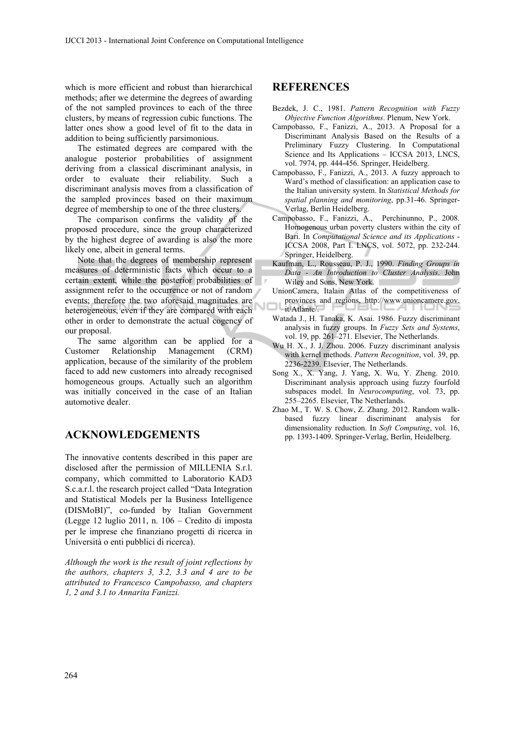which is more efficient and robust than hierarchical methods; after we determine the degrees of awarding of the not sampled provinces to each of the three clusters, by means of regression cubic functions. The latter ones show a good level of fit to the data in addition to being sufficiently parsimonious.

The estimated degrees are compared with the analogue posterior probabilities of assignment deriving from a classical discriminant analysis, in order to evaluate their reliability. Such a discriminant analysis moves from a classification of the sampled provinces based on their maximum degree of membership to one of the three clusters.

The comparison confirms the validity of the proposed procedure, since the group characterized by the highest degree of awarding is also the more likely one, albeit in general terms.

Note that the degrees of membership represent measures of deterministic facts which occur to a certain extent, while the posterior probabilities of assignment refer to the occurrence or not of random events; therefore the two aforesaid magnitudes are heterogeneous, even if they are compared with each other in order to demonstrate the actual cogency of our proposal.

The same algorithm can be applied for a Customer Relationship Management (CRM) application, because of the similarity of the problem faced to add new customers into already recognised homogeneous groups. Actually such an algorithm was initially conceived in the case of an Italian automotive dealer.

## ACKNOWLEDGEMENTS

The innovative contents described in this paper are disclosed after the permission of MILLENIA S.r.l. company, which committed to Laboratorio KAD3 S.c.a.r.l. the research project called "Data Integration and Statistical Models per la Business Intelligence (DISMoBI)", co-funded by Italian Government (Legge 12 luglio 2011, n. 106 – Credito di imposta per le imprese che finanziano progetti di ricerca in Università o enti pubblici di ricerca).

*Although the work is the result of joint reflections by the authors, chapters 3, 3.2, 3.3 and 4 are to be attributed to Francesco Campobasso, and chapters 1, 2 and 3.1 to Annarita Fanizzi.*

## REFERENCES

Bezdek, J. C., 1981. *Pattern Recognition with Fuzzy Objective Function Algorithms*. Plenum, New York.

Campobasso, F., Fanizzi, A., 2013. A Proposal for a Discriminant Analysis Based on the Results of a Preliminary Fuzzy Clustering. In Computational Science and Its Applications – ICCSA 2013, LNCS, vol. 7974, pp. 444-456. Springer, Heidelberg.

Campobasso, F., Fanizzi, A., 2013. A fuzzy approach to Ward's method of classification: an application case to the Italian university system. In *Statistical Methods for spatial planning and monitoring*, pp.31-46. Springer-Verlag, Berlin Heidelberg.

Campobasso, F., Fanizzi, A., Perchinunno, P., 2008. Homogenous urban poverty clusters within the city of Bari. In *Computational Science and its Applications* - ICCSA 2008, Part I. LNCS, vol. 5072, pp. 232-244. Springer, Heidelberg.

Kaufman, L., Rousseau, P. J., 1990. *Finding Groups in Data - An Introduction to Cluster Analysis*. John Wiley and Sons, New York.

UnionCamera, Italain Atlas of the competitiveness of provinces and regions, http://www.unioncamere.gov.it/Atlante/.

Watada J., H. Tanaka, K. Asai. 1986. Fuzzy discriminant analysis in fuzzy groups. In *Fuzzy Sets and Systems*, vol. 19, pp. 261–271. Elsevier, The Netherlands.

Wu H. X., J. J. Zhou. 2006. Fuzzy discriminant analysis with kernel methods. *Pattern Recognition*, vol. 39, pp. 2236-2239. Elsevier, The Netherlands.

Song X., X. Yang, J. Yang, X. Wu, Y. Zheng. 2010. Discriminant analysis approach using fuzzy fourfold subspaces model. In *Neurocomputing*, vol. 73, pp. 255–2265. Elsevier, The Netherlands.

Zhao M., T. W. S. Chow, Z. Zhang. 2012. Random walk-based fuzzy linear discriminant analysis for dimensionality reduction. In *Soft Computing*, vol. 16, pp. 1393-1409. Springer-Verlag, Berlin, Heidelberg.